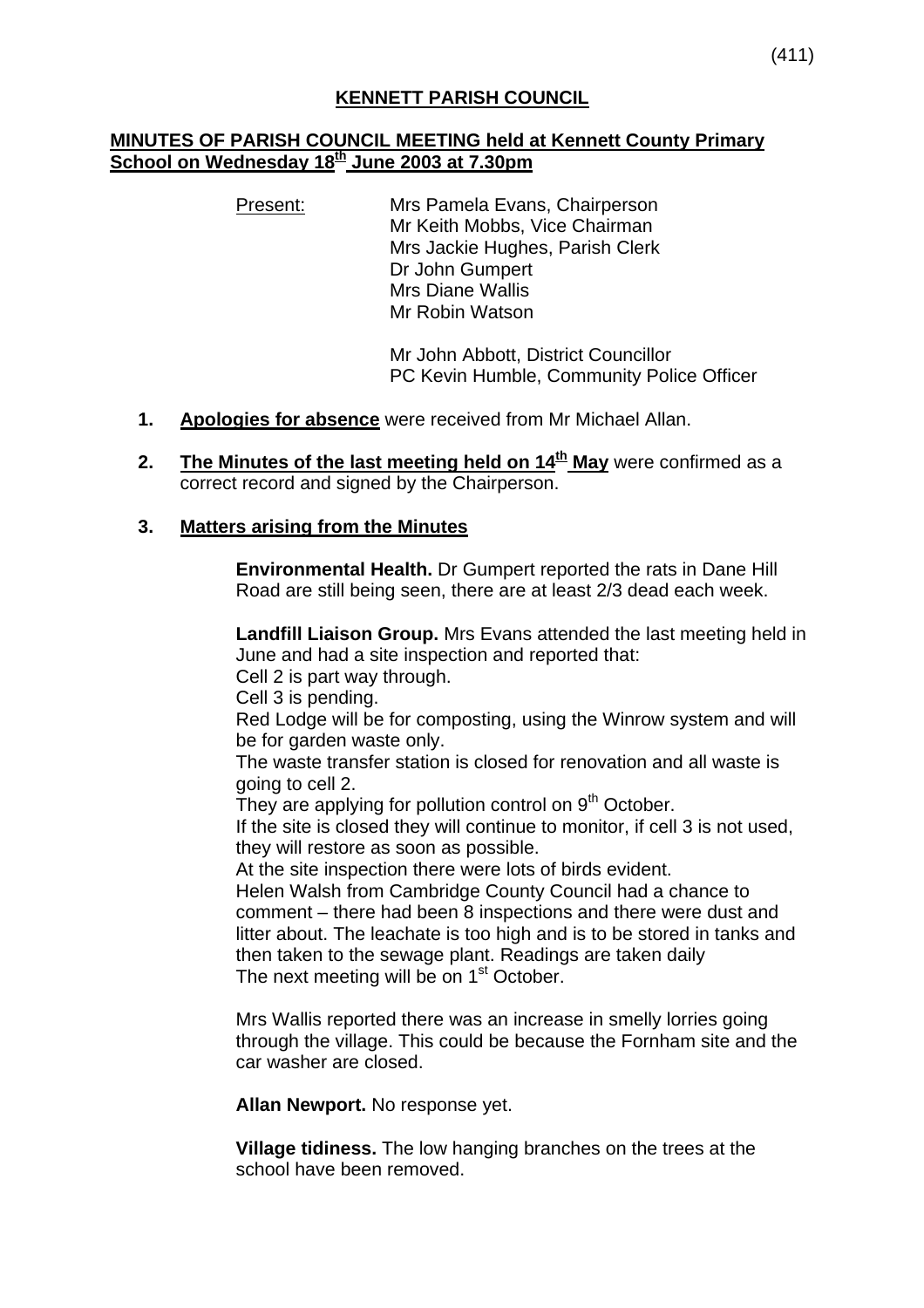# KENNETT PARISH COUNCIL

## MINUTES OF PARISH COUNCIL MEETING held at Kennett County Primary School on Wednesday 18th June 2003 at 7.30pm

Present:
Mrs Pamela Evans, Chairperson
Mr Keith Mobbs, Vice Chairman
Mrs Jackie Hughes, Parish Clerk
Dr John Gumpert
Mrs Diane Wallis
Mr Robin Watson

Mr John Abbott, District Councillor
PC Kevin Humble, Community Police Officer

1. **Apologies for absence** were received from Mr Michael Allan.

2. **The Minutes of the last meeting held on 14th May** were confirmed as a correct record and signed by the Chairperson.

3. **Matters arising from the Minutes**

   **Environmental Health.** Dr Gumpert reported the rats in Dane Hill Road are still being seen, there are at least 2/3 dead each week.

   **Landfill Liaison Group.** Mrs Evans attended the last meeting held in June and had a site inspection and reported that:
   Cell 2 is part way through.
   Cell 3 is pending.
   Red Lodge will be for composting, using the Winrow system and will be for garden waste only.
   The waste transfer station is closed for renovation and all waste is going to cell 2.
   They are applying for pollution control on 9th October.
   If the site is closed they will continue to monitor, if cell 3 is not used, they will restore as soon as possible.
   At the site inspection there were lots of birds evident.
   Helen Walsh from Cambridge County Council had a chance to comment – there had been 8 inspections and there were dust and litter about. The leachate is too high and is to be stored in tanks and then taken to the sewage plant. Readings are taken daily
   The next meeting will be on 1st October.

   Mrs Wallis reported there was an increase in smelly lorries going through the village. This could be because the Fornham site and the car washer are closed.

   **Allan Newport.** No response yet.

   **Village tidiness.** The low hanging branches on the trees at the school have been removed.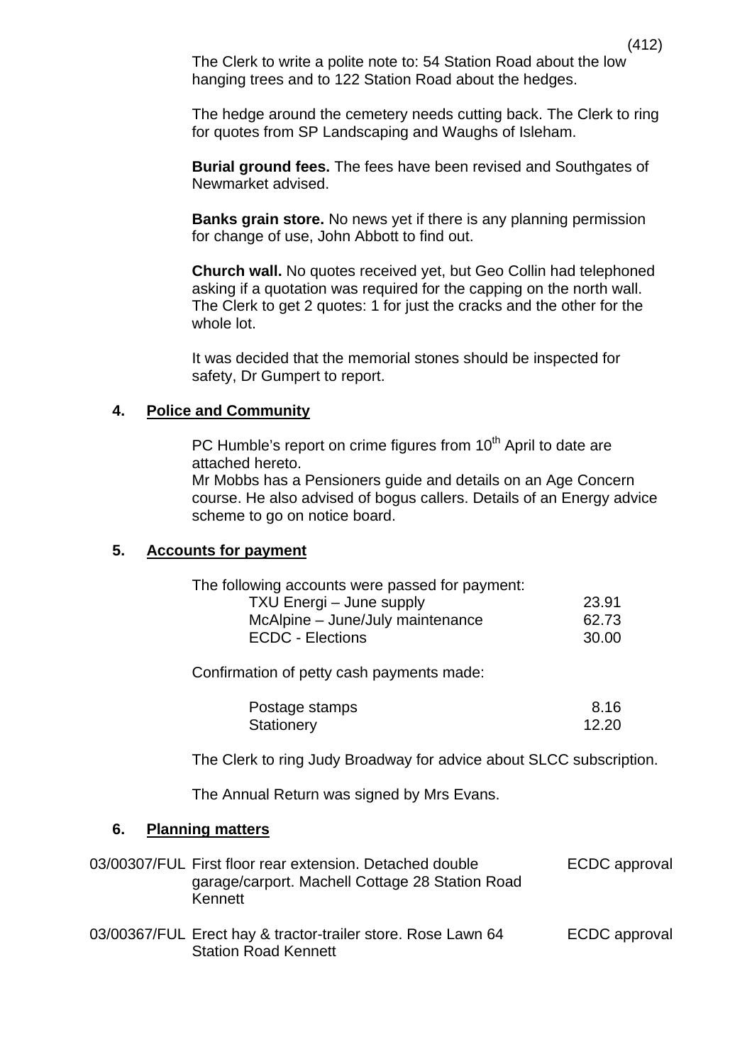The Clerk to write a polite note to: 54 Station Road about the low hanging trees and to 122 Station Road about the hedges.

The hedge around the cemetery needs cutting back. The Clerk to ring for quotes from SP Landscaping and Waughs of Isleham.

**Burial ground fees.** The fees have been revised and Southgates of Newmarket advised.

**Banks grain store.** No news yet if there is any planning permission for change of use, John Abbott to find out.

**Church wall.** No quotes received yet, but Geo Collin had telephoned asking if a quotation was required for the capping on the north wall. The Clerk to get 2 quotes: 1 for just the cracks and the other for the whole lot.

It was decided that the memorial stones should be inspected for safety, Dr Gumpert to report.

## 4. Police and Community

PC Humble's report on crime figures from 10th April to date are attached hereto.
Mr Mobbs has a Pensioners guide and details on an Age Concern course. He also advised of bogus callers. Details of an Energy advice scheme to go on notice board.

## 5. Accounts for payment

The following accounts were passed for payment:

| | |
|---|---|
| TXU Energi – June supply | 23.91 |
| McAlpine – June/July maintenance | 62.73 |
| ECDC - Elections | 30.00 |

Confirmation of petty cash payments made:

| | |
|---|---|
| Postage stamps | 8.16 |
| Stationery | 12.20 |

The Clerk to ring Judy Broadway for advice about SLCC subscription.

The Annual Return was signed by Mrs Evans.

## 6. Planning matters

| | | |
|---|---|---|
| 03/00307/FUL | First floor rear extension. Detached double garage/carport. Machell Cottage 28 Station Road Kennett | ECDC approval |
| 03/00367/FUL | Erect hay & tractor-trailer store. Rose Lawn 64 Station Road Kennett | ECDC approval |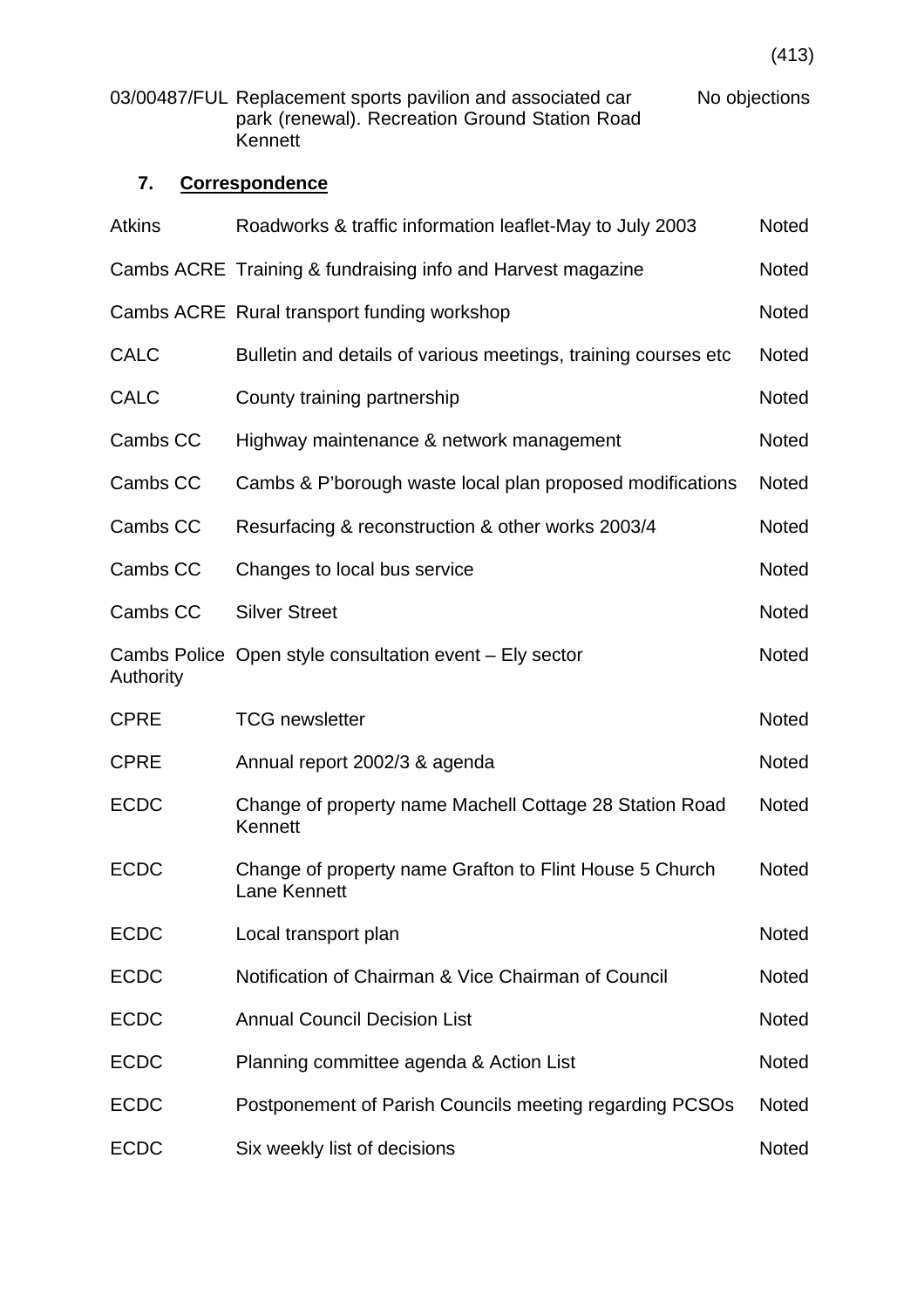| | | |
|---|---|---|
| 03/00487/FUL | Replacement sports pavilion and associated car park (renewal). Recreation Ground Station Road Kennett | No objections |

## 7. Correspondence

| | | |
|---|---|---|
| Atkins | Roadworks & traffic information leaflet-May to July 2003 | Noted |
| Cambs ACRE | Training & fundraising info and Harvest magazine | Noted |
| Cambs ACRE | Rural transport funding workshop | Noted |
| CALC | Bulletin and details of various meetings, training courses etc | Noted |
| CALC | County training partnership | Noted |
| Cambs CC | Highway maintenance & network management | Noted |
| Cambs CC | Cambs & P'borough waste local plan proposed modifications | Noted |
| Cambs CC | Resurfacing & reconstruction & other works 2003/4 | Noted |
| Cambs CC | Changes to local bus service | Noted |
| Cambs CC | Silver Street | Noted |
| Cambs Police Authority | Open style consultation event – Ely sector | Noted |
| CPRE | TCG newsletter | Noted |
| CPRE | Annual report 2002/3 & agenda | Noted |
| ECDC | Change of property name Machell Cottage 28 Station Road Kennett | Noted |
| ECDC | Change of property name Grafton to Flint House 5 Church Lane Kennett | Noted |
| ECDC | Local transport plan | Noted |
| ECDC | Notification of Chairman & Vice Chairman of Council | Noted |
| ECDC | Annual Council Decision List | Noted |
| ECDC | Planning committee agenda & Action List | Noted |
| ECDC | Postponement of Parish Councils meeting regarding PCSOs | Noted |
| ECDC | Six weekly list of decisions | Noted |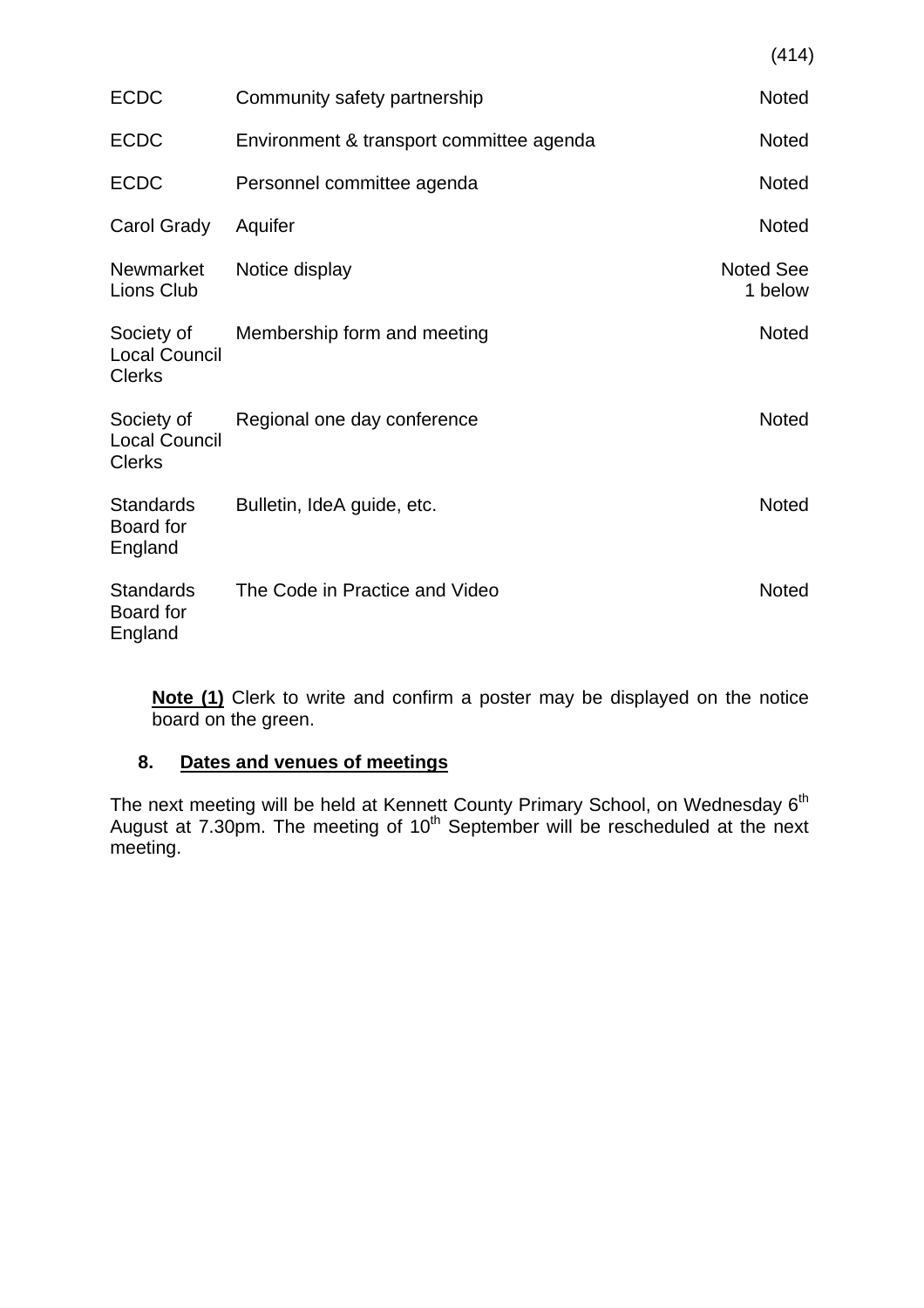| | | |
|---|---|---|
| ECDC | Community safety partnership | Noted |
| ECDC | Environment & transport committee agenda | Noted |
| ECDC | Personnel committee agenda | Noted |
| Carol Grady | Aquifer | Noted |
| Newmarket Lions Club | Notice display | Noted See 1 below |
| Society of Local Council Clerks | Membership form and meeting | Noted |
| Society of Local Council Clerks | Regional one day conference | Noted |
| Standards Board for England | Bulletin, IdeA guide, etc. | Noted |
| Standards Board for England | The Code in Practice and Video | Noted |

**Note (1)** Clerk to write and confirm a poster may be displayed on the notice board on the green.

## 8. Dates and venues of meetings

The next meeting will be held at Kennett County Primary School, on Wednesday 6th August at 7.30pm. The meeting of 10th September will be rescheduled at the next meeting.